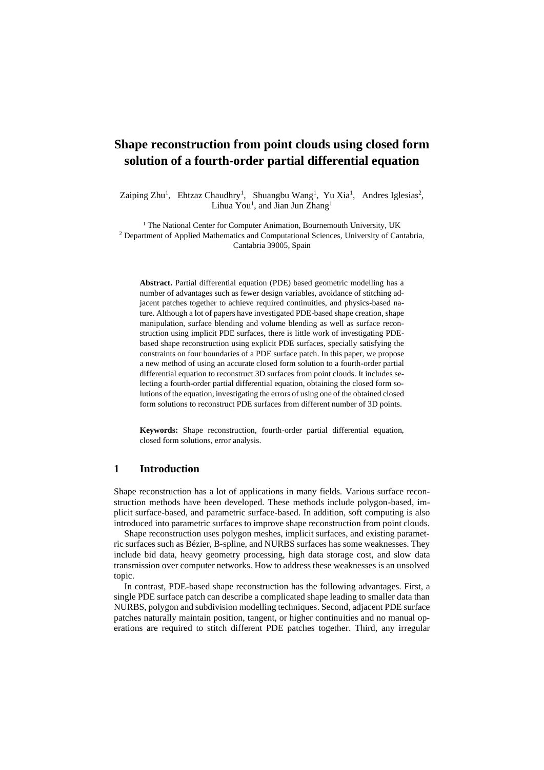# Shape reconstruction from point clouds using closed form solution of a fourth-order partial differential equation

Zaiping Zhu[1], Ehtzaz Chaudhry[1], Shuangbu Wang[1], Yu Xia[1], Andres Iglesias[2], Lihua You[1], and Jian Jun Zhang[1]

[1] The National Center for Computer Animation, Bournemouth University, UK
[2] Department of Applied Mathematics and Computational Sciences, University of Cantabria, Cantabria 39005, Spain

**Abstract.** Partial differential equation (PDE) based geometric modelling has a number of advantages such as fewer design variables, avoidance of stitching adjacent patches together to achieve required continuities, and physics-based nature. Although a lot of papers have investigated PDE-based shape creation, shape manipulation, surface blending and volume blending as well as surface reconstruction using implicit PDE surfaces, there is little work of investigating PDE-based shape reconstruction using explicit PDE surfaces, specially satisfying the constraints on four boundaries of a PDE surface patch. In this paper, we propose a new method of using an accurate closed form solution to a fourth-order partial differential equation to reconstruct 3D surfaces from point clouds. It includes selecting a fourth-order partial differential equation, obtaining the closed form solutions of the equation, investigating the errors of using one of the obtained closed form solutions to reconstruct PDE surfaces from different number of 3D points.

**Keywords:** Shape reconstruction, fourth-order partial differential equation, closed form solutions, error analysis.

## 1 Introduction

Shape reconstruction has a lot of applications in many fields. Various surface reconstruction methods have been developed. These methods include polygon-based, implicit surface-based, and parametric surface-based. In addition, soft computing is also introduced into parametric surfaces to improve shape reconstruction from point clouds.

Shape reconstruction uses polygon meshes, implicit surfaces, and existing parametric surfaces such as Bézier, B-spline, and NURBS surfaces has some weaknesses. They include bid data, heavy geometry processing, high data storage cost, and slow data transmission over computer networks. How to address these weaknesses is an unsolved topic.

In contrast, PDE-based shape reconstruction has the following advantages. First, a single PDE surface patch can describe a complicated shape leading to smaller data than NURBS, polygon and subdivision modelling techniques. Second, adjacent PDE surface patches naturally maintain position, tangent, or higher continuities and no manual operations are required to stitch different PDE patches together. Third, any irregular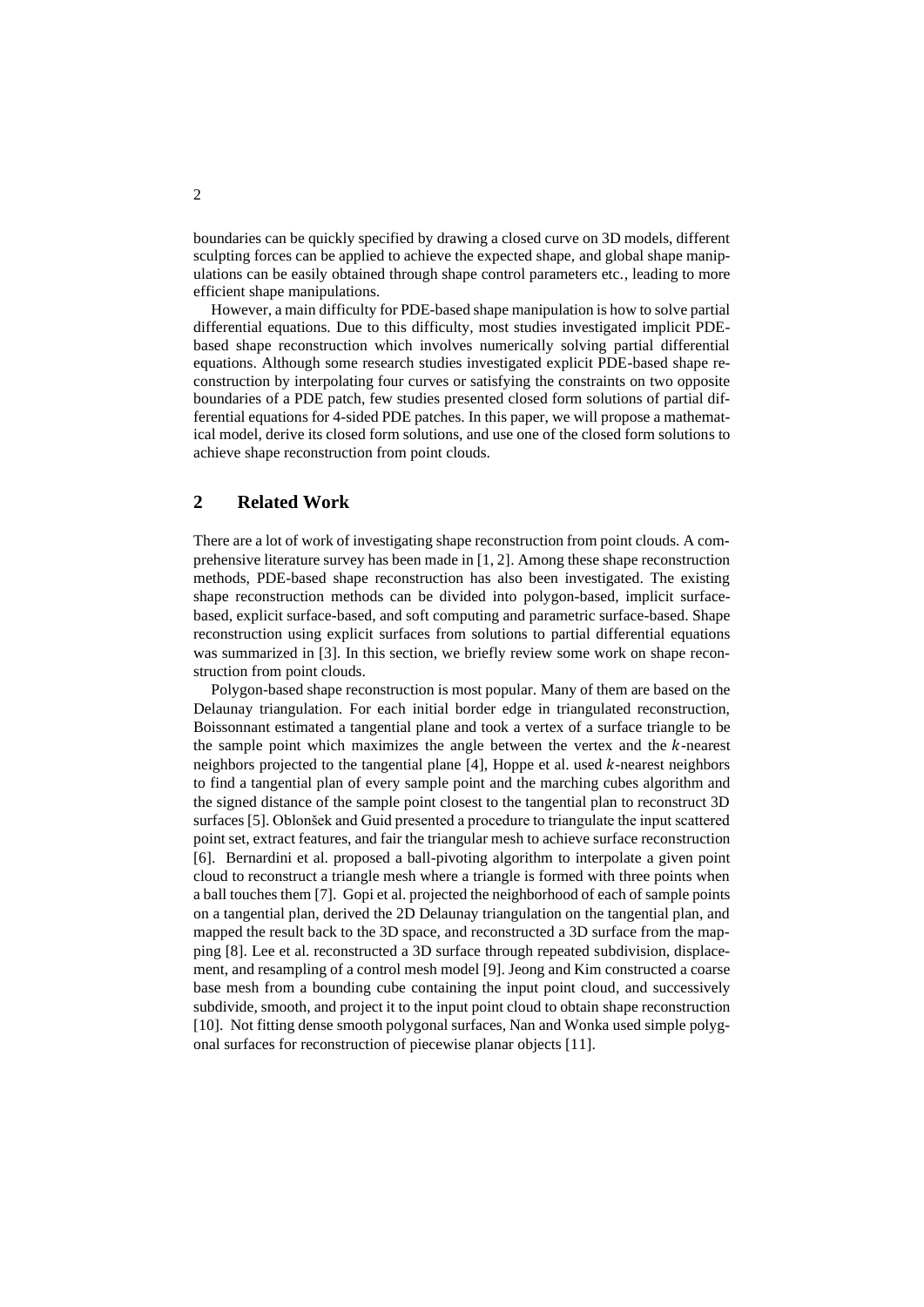boundaries can be quickly specified by drawing a closed curve on 3D models, different sculpting forces can be applied to achieve the expected shape, and global shape manipulations can be easily obtained through shape control parameters etc., leading to more efficient shape manipulations.

However, a main difficulty for PDE-based shape manipulation is how to solve partial differential equations. Due to this difficulty, most studies investigated implicit PDE-based shape reconstruction which involves numerically solving partial differential equations. Although some research studies investigated explicit PDE-based shape reconstruction by interpolating four curves or satisfying the constraints on two opposite boundaries of a PDE patch, few studies presented closed form solutions of partial differential equations for 4-sided PDE patches. In this paper, we will propose a mathematical model, derive its closed form solutions, and use one of the closed form solutions to achieve shape reconstruction from point clouds.

## 2 Related Work

There are a lot of work of investigating shape reconstruction from point clouds. A comprehensive literature survey has been made in [1, 2]. Among these shape reconstruction methods, PDE-based shape reconstruction has also been investigated. The existing shape reconstruction methods can be divided into polygon-based, implicit surface-based, explicit surface-based, and soft computing and parametric surface-based. Shape reconstruction using explicit surfaces from solutions to partial differential equations was summarized in [3]. In this section, we briefly review some work on shape reconstruction from point clouds.

Polygon-based shape reconstruction is most popular. Many of them are based on the Delaunay triangulation. For each initial border edge in triangulated reconstruction, Boissonnant estimated a tangential plane and took a vertex of a surface triangle to be the sample point which maximizes the angle between the vertex and the $k$-nearest neighbors projected to the tangential plane [4], Hoppe et al. used $k$-nearest neighbors to find a tangential plan of every sample point and the marching cubes algorithm and the signed distance of the sample point closest to the tangential plan to reconstruct 3D surfaces [5]. Oblonšek and Guid presented a procedure to triangulate the input scattered point set, extract features, and fair the triangular mesh to achieve surface reconstruction [6]. Bernardini et al. proposed a ball-pivoting algorithm to interpolate a given point cloud to reconstruct a triangle mesh where a triangle is formed with three points when a ball touches them [7]. Gopi et al. projected the neighborhood of each of sample points on a tangential plan, derived the 2D Delaunay triangulation on the tangential plan, and mapped the result back to the 3D space, and reconstructed a 3D surface from the mapping [8]. Lee et al. reconstructed a 3D surface through repeated subdivision, displacement, and resampling of a control mesh model [9]. Jeong and Kim constructed a coarse base mesh from a bounding cube containing the input point cloud, and successively subdivide, smooth, and project it to the input point cloud to obtain shape reconstruction [10]. Not fitting dense smooth polygonal surfaces, Nan and Wonka used simple polygonal surfaces for reconstruction of piecewise planar objects [11].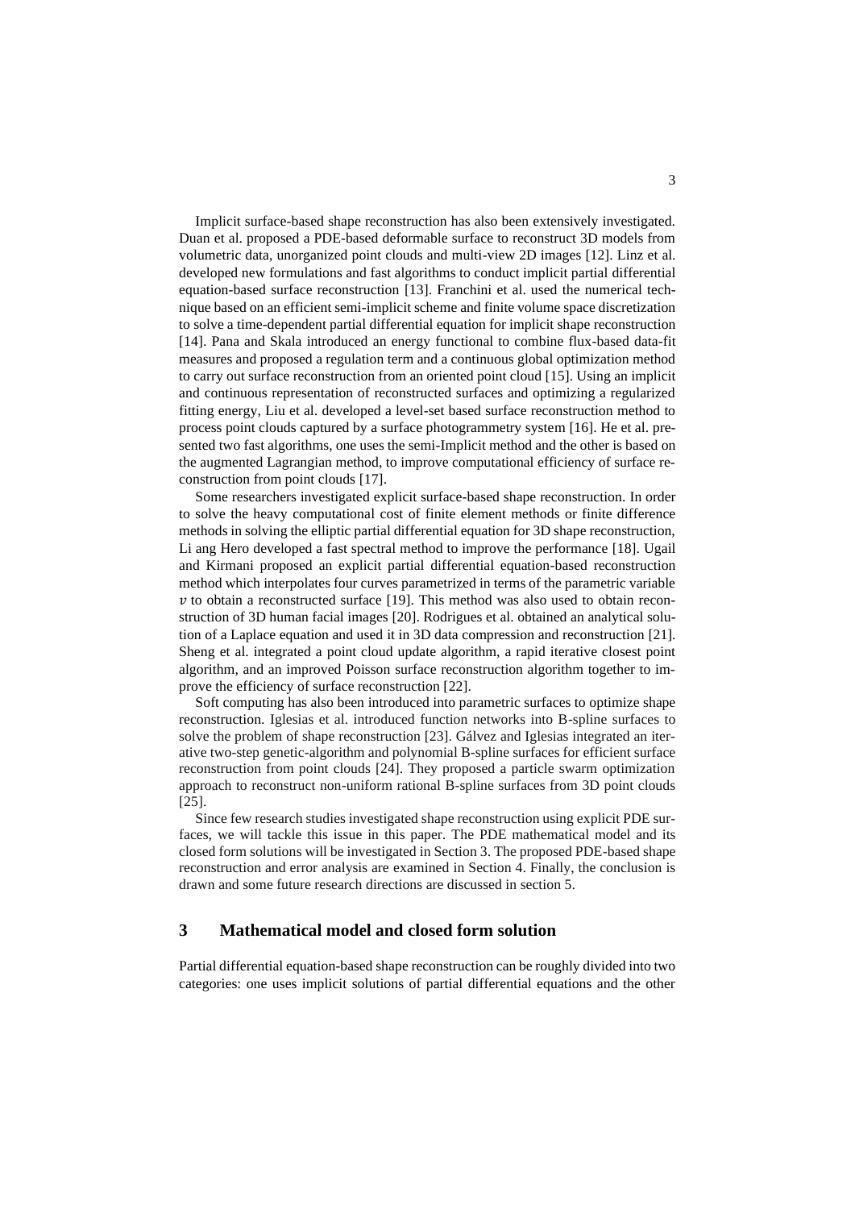Implicit surface-based shape reconstruction has also been extensively investigated. Duan et al. proposed a PDE-based deformable surface to reconstruct 3D models from volumetric data, unorganized point clouds and multi-view 2D images [12]. Linz et al. developed new formulations and fast algorithms to conduct implicit partial differential equation-based surface reconstruction [13]. Franchini et al. used the numerical technique based on an efficient semi-implicit scheme and finite volume space discretization to solve a time-dependent partial differential equation for implicit shape reconstruction [14]. Pana and Skala introduced an energy functional to combine flux-based data-fit measures and proposed a regulation term and a continuous global optimization method to carry out surface reconstruction from an oriented point cloud [15]. Using an implicit and continuous representation of reconstructed surfaces and optimizing a regularized fitting energy, Liu et al. developed a level-set based surface reconstruction method to process point clouds captured by a surface photogrammetry system [16]. He et al. presented two fast algorithms, one uses the semi-Implicit method and the other is based on the augmented Lagrangian method, to improve computational efficiency of surface reconstruction from point clouds [17].

Some researchers investigated explicit surface-based shape reconstruction. In order to solve the heavy computational cost of finite element methods or finite difference methods in solving the elliptic partial differential equation for 3D shape reconstruction, Li ang Hero developed a fast spectral method to improve the performance [18]. Ugail and Kirmani proposed an explicit partial differential equation-based reconstruction method which interpolates four curves parametrized in terms of the parametric variable $v$ to obtain a reconstructed surface [19]. This method was also used to obtain reconstruction of 3D human facial images [20]. Rodrigues et al. obtained an analytical solution of a Laplace equation and used it in 3D data compression and reconstruction [21]. Sheng et al. integrated a point cloud update algorithm, a rapid iterative closest point algorithm, and an improved Poisson surface reconstruction algorithm together to improve the efficiency of surface reconstruction [22].

Soft computing has also been introduced into parametric surfaces to optimize shape reconstruction. Iglesias et al. introduced function networks into B-spline surfaces to solve the problem of shape reconstruction [23]. Gálvez and Iglesias integrated an iterative two-step genetic-algorithm and polynomial B-spline surfaces for efficient surface reconstruction from point clouds [24]. They proposed a particle swarm optimization approach to reconstruct non-uniform rational B-spline surfaces from 3D point clouds [25].

Since few research studies investigated shape reconstruction using explicit PDE surfaces, we will tackle this issue in this paper. The PDE mathematical model and its closed form solutions will be investigated in Section 3. The proposed PDE-based shape reconstruction and error analysis are examined in Section 4. Finally, the conclusion is drawn and some future research directions are discussed in section 5.

## 3 Mathematical model and closed form solution

Partial differential equation-based shape reconstruction can be roughly divided into two categories: one uses implicit solutions of partial differential equations and the other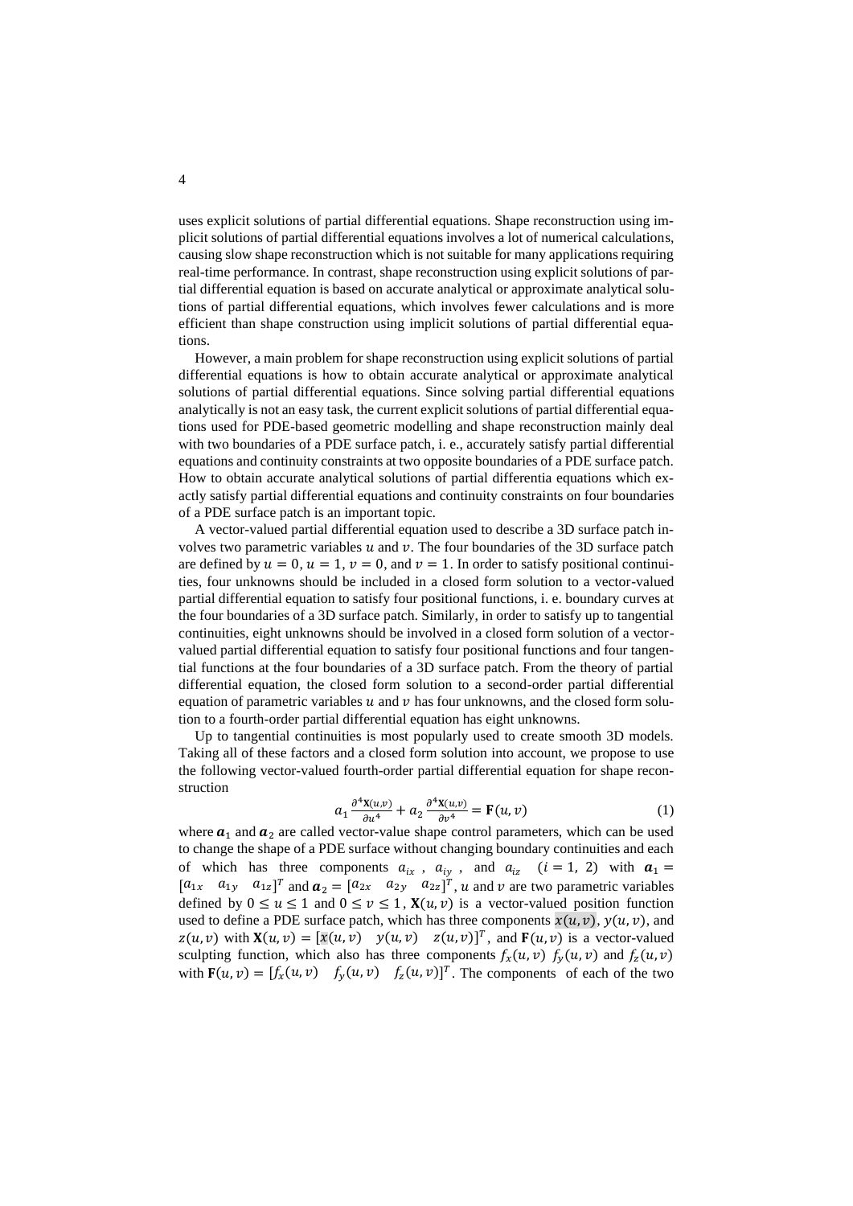uses explicit solutions of partial differential equations. Shape reconstruction using implicit solutions of partial differential equations involves a lot of numerical calculations, causing slow shape reconstruction which is not suitable for many applications requiring real-time performance. In contrast, shape reconstruction using explicit solutions of partial differential equation is based on accurate analytical or approximate analytical solutions of partial differential equations, which involves fewer calculations and is more efficient than shape construction using implicit solutions of partial differential equations.

However, a main problem for shape reconstruction using explicit solutions of partial differential equations is how to obtain accurate analytical or approximate analytical solutions of partial differential equations. Since solving partial differential equations analytically is not an easy task, the current explicit solutions of partial differential equations used for PDE-based geometric modelling and shape reconstruction mainly deal with two boundaries of a PDE surface patch, i. e., accurately satisfy partial differential equations and continuity constraints at two opposite boundaries of a PDE surface patch. How to obtain accurate analytical solutions of partial differentia equations which exactly satisfy partial differential equations and continuity constraints on four boundaries of a PDE surface patch is an important topic.

A vector-valued partial differential equation used to describe a 3D surface patch involves two parametric variables $u$ and $v$. The four boundaries of the 3D surface patch are defined by $u = 0$, $u = 1$, $v = 0$, and $v = 1$. In order to satisfy positional continuities, four unknowns should be included in a closed form solution to a vector-valued partial differential equation to satisfy four positional functions, i. e. boundary curves at the four boundaries of a 3D surface patch. Similarly, in order to satisfy up to tangential continuities, eight unknowns should be involved in a closed form solution of a vector-valued partial differential equation to satisfy four positional functions and four tangential functions at the four boundaries of a 3D surface patch. From the theory of partial differential equation, the closed form solution to a second-order partial differential equation of parametric variables $u$ and $v$ has four unknowns, and the closed form solution to a fourth-order partial differential equation has eight unknowns.

Up to tangential continuities is most popularly used to create smooth 3D models. Taking all of these factors and a closed form solution into account, we propose to use the following vector-valued fourth-order partial differential equation for shape reconstruction

$$a_1 \frac{\partial^4 \mathbf{X}(u,v)}{\partial u^4} + a_2 \frac{\partial^4 \mathbf{X}(u,v)}{\partial v^4} = \mathbf{F}(u,v) \tag{1}$$

where $\boldsymbol{a}_1$ and $\boldsymbol{a}_2$ are called vector-value shape control parameters, which can be used to change the shape of a PDE surface without changing boundary continuities and each of which has three components $a_{ix}$, $a_{iy}$, and $a_{iz}$ $(i = 1,\ 2)$ with $\boldsymbol{a}_1 = [a_{1x} \quad a_{1y} \quad a_{1z}]^T$ and $\boldsymbol{a}_2 = [a_{2x} \quad a_{2y} \quad a_{2z}]^T$, $u$ and $v$ are two parametric variables defined by $0 \le u \le 1$ and $0 \le v \le 1$, $\mathbf{X}(u,v)$ is a vector-valued position function used to define a PDE surface patch, which has three components $x(u,v)$, $y(u,v)$, and $z(u,v)$ with $\mathbf{X}(u,v) = [x(u,v) \quad y(u,v) \quad z(u,v)]^T$, and $\mathbf{F}(u,v)$ is a vector-valued sculpting function, which also has three components $f_x(u,v)$ $f_y(u,v)$ and $f_z(u,v)$ with $\mathbf{F}(u,v) = [f_x(u,v) \quad f_y(u,v) \quad f_z(u,v)]^T$. The components of each of the two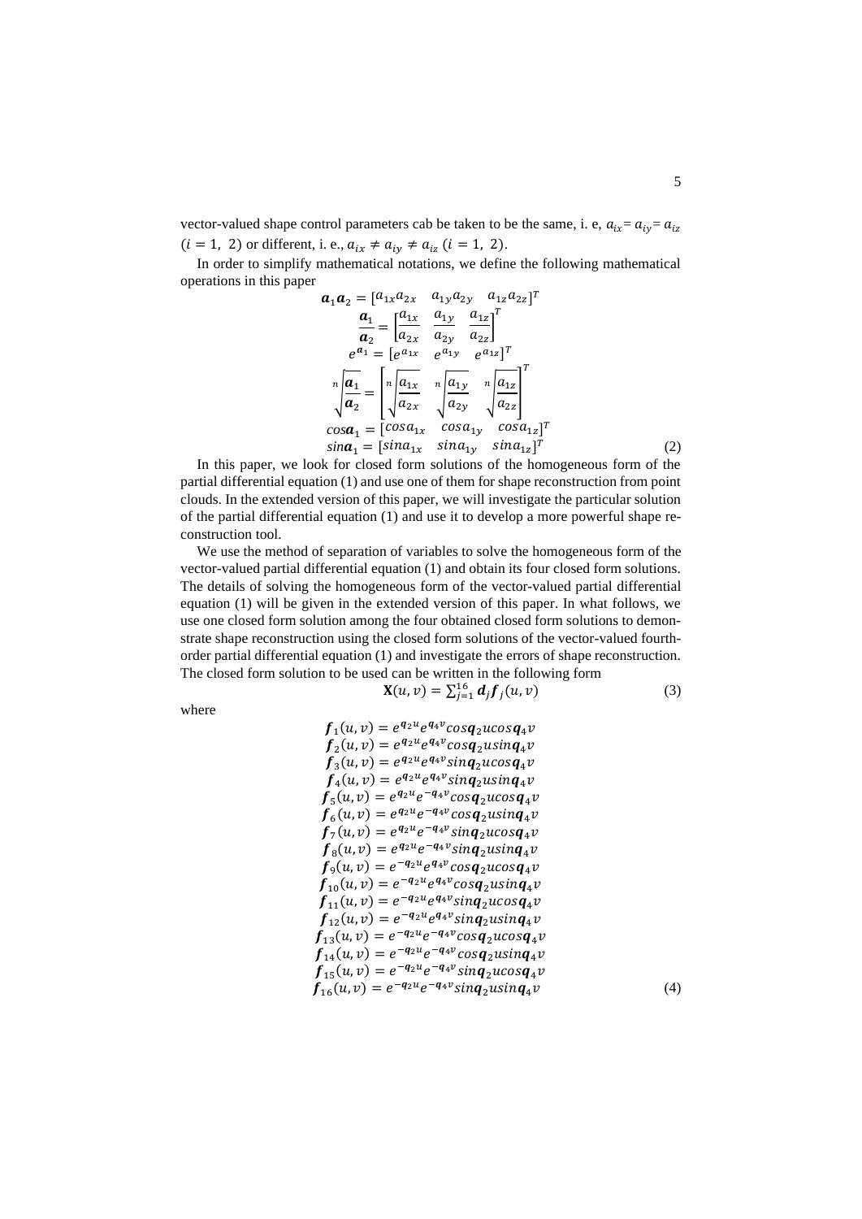vector-valued shape control parameters cab be taken to be the same, i. e, $a_{ix}=a_{iy}=a_{iz}$ $(i=1,\ 2)$ or different, i. e., $a_{ix}\neq a_{iy}\neq a_{iz}$ $(i=1,\ 2)$.

In order to simplify mathematical notations, we define the following mathematical operations in this paper

$$
\begin{aligned}
\boldsymbol{a}_1\boldsymbol{a}_2 &= [a_{1x}a_{2x} \quad a_{1y}a_{2y} \quad a_{1z}a_{2z}]^T \\
\frac{\boldsymbol{a}_1}{\boldsymbol{a}_2} &= \left[\frac{a_{1x}}{a_{2x}} \quad \frac{a_{1y}}{a_{2y}} \quad \frac{a_{1z}}{a_{2z}}\right]^T \\
e^{\boldsymbol{a}_1} &= [e^{a_{1x}} \quad e^{a_{1y}} \quad e^{a_{1z}}]^T \\
\sqrt[n]{\frac{\boldsymbol{a}_1}{\boldsymbol{a}_2}} &= \left[\sqrt[n]{\frac{a_{1x}}{a_{2x}}} \quad \sqrt[n]{\frac{a_{1y}}{a_{2y}}} \quad \sqrt[n]{\frac{a_{1z}}{a_{2z}}}\right]^T \\
cos\boldsymbol{a}_1 &= [cos a_{1x} \quad cos a_{1y} \quad cos a_{1z}]^T \\
sin\boldsymbol{a}_1 &= [sin a_{1x} \quad sin a_{1y} \quad sin a_{1z}]^T
\end{aligned} \tag{2}
$$

In this paper, we look for closed form solutions of the homogeneous form of the partial differential equation (1) and use one of them for shape reconstruction from point clouds. In the extended version of this paper, we will investigate the particular solution of the partial differential equation (1) and use it to develop a more powerful shape reconstruction tool.

We use the method of separation of variables to solve the homogeneous form of the vector-valued partial differential equation (1) and obtain its four closed form solutions. The details of solving the homogeneous form of the vector-valued partial differential equation (1) will be given in the extended version of this paper. In what follows, we use one closed form solution among the four obtained closed form solutions to demonstrate shape reconstruction using the closed form solutions of the vector-valued fourth-order partial differential equation (1) and investigate the errors of shape reconstruction. The closed form solution to be used can be written in the following form

$$
\mathbf{X}(u,v)=\sum_{j=1}^{16}\boldsymbol{d}_j\boldsymbol{f}_j(u,v) \tag{3}
$$

where

$$
\begin{aligned}
\boldsymbol{f}_1(u,v) &= e^{\boldsymbol{q}_2u}e^{\boldsymbol{q}_4v}cos\boldsymbol{q}_2u\,cos\boldsymbol{q}_4v \\
\boldsymbol{f}_2(u,v) &= e^{\boldsymbol{q}_2u}e^{\boldsymbol{q}_4v}cos\boldsymbol{q}_2u\,sin\boldsymbol{q}_4v \\
\boldsymbol{f}_3(u,v) &= e^{\boldsymbol{q}_2u}e^{\boldsymbol{q}_4v}sin\boldsymbol{q}_2u\,cos\boldsymbol{q}_4v \\
\boldsymbol{f}_4(u,v) &= e^{\boldsymbol{q}_2u}e^{\boldsymbol{q}_4v}sin\boldsymbol{q}_2u\,sin\boldsymbol{q}_4v \\
\boldsymbol{f}_5(u,v) &= e^{\boldsymbol{q}_2u}e^{-\boldsymbol{q}_4v}cos\boldsymbol{q}_2u\,cos\boldsymbol{q}_4v \\
\boldsymbol{f}_6(u,v) &= e^{\boldsymbol{q}_2u}e^{-\boldsymbol{q}_4v}cos\boldsymbol{q}_2u\,sin\boldsymbol{q}_4v \\
\boldsymbol{f}_7(u,v) &= e^{\boldsymbol{q}_2u}e^{-\boldsymbol{q}_4v}sin\boldsymbol{q}_2u\,cos\boldsymbol{q}_4v \\
\boldsymbol{f}_8(u,v) &= e^{\boldsymbol{q}_2u}e^{-\boldsymbol{q}_4v}sin\boldsymbol{q}_2u\,sin\boldsymbol{q}_4v \\
\boldsymbol{f}_9(u,v) &= e^{-\boldsymbol{q}_2u}e^{\boldsymbol{q}_4v}cos\boldsymbol{q}_2u\,cos\boldsymbol{q}_4v \\
\boldsymbol{f}_{10}(u,v) &= e^{-\boldsymbol{q}_2u}e^{\boldsymbol{q}_4v}cos\boldsymbol{q}_2u\,sin\boldsymbol{q}_4v \\
\boldsymbol{f}_{11}(u,v) &= e^{-\boldsymbol{q}_2u}e^{\boldsymbol{q}_4v}sin\boldsymbol{q}_2u\,cos\boldsymbol{q}_4v \\
\boldsymbol{f}_{12}(u,v) &= e^{-\boldsymbol{q}_2u}e^{\boldsymbol{q}_4v}sin\boldsymbol{q}_2u\,sin\boldsymbol{q}_4v \\
\boldsymbol{f}_{13}(u,v) &= e^{-\boldsymbol{q}_2u}e^{-\boldsymbol{q}_4v}cos\boldsymbol{q}_2u\,cos\boldsymbol{q}_4v \\
\boldsymbol{f}_{14}(u,v) &= e^{-\boldsymbol{q}_2u}e^{-\boldsymbol{q}_4v}cos\boldsymbol{q}_2u\,sin\boldsymbol{q}_4v \\
\boldsymbol{f}_{15}(u,v) &= e^{-\boldsymbol{q}_2u}e^{-\boldsymbol{q}_4v}sin\boldsymbol{q}_2u\,cos\boldsymbol{q}_4v \\
\boldsymbol{f}_{16}(u,v) &= e^{-\boldsymbol{q}_2u}e^{-\boldsymbol{q}_4v}sin\boldsymbol{q}_2u\,sin\boldsymbol{q}_4v
\end{aligned} \tag{4}
$$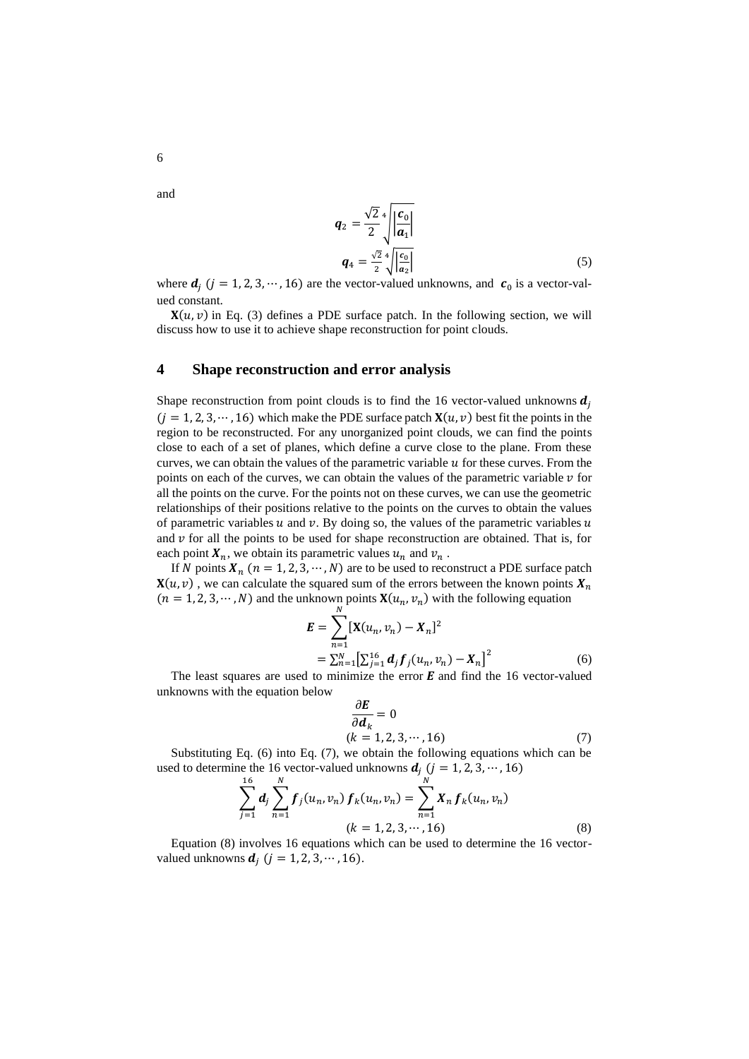and

$$
\boldsymbol{q}_2 = \frac{\sqrt{2}}{2}\sqrt[4]{\left|\frac{\boldsymbol{c}_0}{\boldsymbol{a}_1}\right|}
$$

$$
\boldsymbol{q}_4 = \frac{\sqrt{2}}{2}\sqrt[4]{\left|\frac{\boldsymbol{c}_0}{\boldsymbol{a}_2}\right|} \tag{5}
$$

where $\boldsymbol{d}_j$ $(j = 1, 2, 3, \cdots, 16)$ are the vector-valued unknowns, and $\boldsymbol{c}_0$ is a vector-valued constant.

$\mathbf{X}(u, v)$ in Eq. (3) defines a PDE surface patch. In the following section, we will discuss how to use it to achieve shape reconstruction for point clouds.

## 4 Shape reconstruction and error analysis

Shape reconstruction from point clouds is to find the 16 vector-valued unknowns $\boldsymbol{d}_j$ $(j = 1, 2, 3, \cdots, 16)$ which make the PDE surface patch $\mathbf{X}(u, v)$ best fit the points in the region to be reconstructed. For any unorganized point clouds, we can find the points close to each of a set of planes, which define a curve close to the plane. From these curves, we can obtain the values of the parametric variable $u$ for these curves. From the points on each of the curves, we can obtain the values of the parametric variable $v$ for all the points on the curve. For the points not on these curves, we can use the geometric relationships of their positions relative to the points on the curves to obtain the values of parametric variables $u$ and $v$. By doing so, the values of the parametric variables $u$ and $v$ for all the points to be used for shape reconstruction are obtained. That is, for each point $\boldsymbol{X}_n$, we obtain its parametric values $u_n$ and $v_n$.

If $N$ points $\boldsymbol{X}_n$ $(n = 1, 2, 3, \cdots, N)$ are to be used to reconstruct a PDE surface patch $\mathbf{X}(u, v)$, we can calculate the squared sum of the errors between the known points $\boldsymbol{X}_n$ $(n = 1, 2, 3, \cdots, N)$ and the unknown points $\mathbf{X}(u_n, v_n)$ with the following equation

$$
\begin{aligned}
\boldsymbol{E} &= \sum_{n=1}^{N} [\mathbf{X}(u_n, v_n) - \boldsymbol{X}_n]^2 \\
&= \sum_{n=1}^{N} \left[\sum_{j=1}^{16} \boldsymbol{d}_j \boldsymbol{f}_j(u_n, v_n) - \boldsymbol{X}_n\right]^2
\end{aligned} \tag{6}
$$

The least squares are used to minimize the error $\boldsymbol{E}$ and find the 16 vector-valued unknowns with the equation below

$$
\frac{\partial \boldsymbol{E}}{\partial \boldsymbol{d}_k} = 0 \qquad (k = 1, 2, 3, \cdots, 16) \tag{7}
$$

Substituting Eq. (6) into Eq. (7), we obtain the following equations which can be used to determine the 16 vector-valued unknowns $\boldsymbol{d}_j$ $(j = 1, 2, 3, \cdots, 16)$

$$
\sum_{j=1}^{16} \boldsymbol{d}_j \sum_{n=1}^{N} \boldsymbol{f}_j(u_n, v_n)\, \boldsymbol{f}_k(u_n, v_n) = \sum_{n=1}^{N} \boldsymbol{X}_n \boldsymbol{f}_k(u_n, v_n) \qquad (k = 1, 2, 3, \cdots, 16) \tag{8}
$$

Equation (8) involves 16 equations which can be used to determine the 16 vector-valued unknowns $\boldsymbol{d}_j$ $(j = 1, 2, 3, \cdots, 16)$.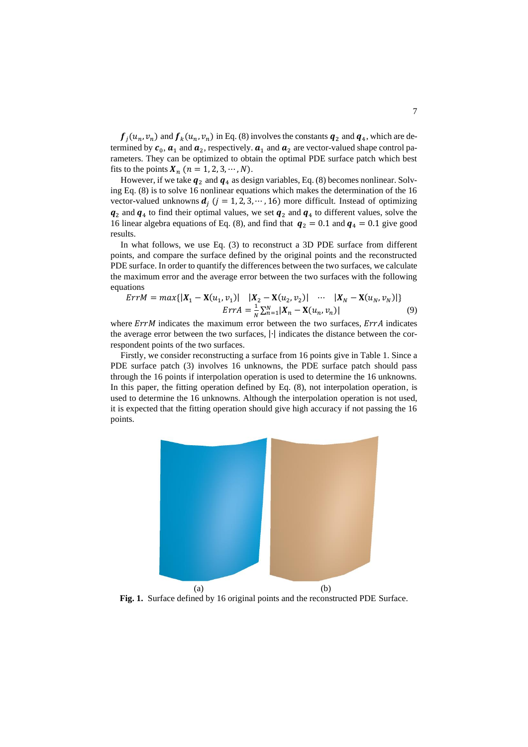$\boldsymbol{f}_j(u_n, v_n)$ and $\boldsymbol{f}_k(u_n, v_n)$ in Eq. (8) involves the constants $\boldsymbol{q}_2$ and $\boldsymbol{q}_4$, which are determined by $\boldsymbol{c}_0$, $\boldsymbol{a}_1$ and $\boldsymbol{a}_2$, respectively. $\boldsymbol{a}_1$ and $\boldsymbol{a}_2$ are vector-valued shape control parameters. They can be optimized to obtain the optimal PDE surface patch which best fits to the points $\boldsymbol{X}_n$ $(n = 1, 2, 3, \cdots, N)$.

However, if we take $\boldsymbol{q}_2$ and $\boldsymbol{q}_4$ as design variables, Eq. (8) becomes nonlinear. Solving Eq. (8) is to solve 16 nonlinear equations which makes the determination of the 16 vector-valued unknowns $\boldsymbol{d}_j$ $(j = 1, 2, 3, \cdots, 16)$ more difficult. Instead of optimizing $\boldsymbol{q}_2$ and $\boldsymbol{q}_4$ to find their optimal values, we set $\boldsymbol{q}_2$ and $\boldsymbol{q}_4$ to different values, solve the 16 linear algebra equations of Eq. (8), and find that $\boldsymbol{q}_2 = 0.1$ and $\boldsymbol{q}_4 = 0.1$ give good results.

In what follows, we use Eq. (3) to reconstruct a 3D PDE surface from different points, and compare the surface defined by the original points and the reconstructed PDE surface. In order to quantify the differences between the two surfaces, we calculate the maximum error and the average error between the two surfaces with the following equations

$$
\begin{aligned}
ErrM &= max\{|\boldsymbol{X}_1 - \mathbf{X}(u_1, v_1)| \quad |\boldsymbol{X}_2 - \mathbf{X}(u_2, v_2)| \quad \cdots \quad |\boldsymbol{X}_N - \mathbf{X}(u_N, v_N)|\} \\
ErrA &= \frac{1}{N}\sum_{n=1}^{N} |\boldsymbol{X}_n - \mathbf{X}(u_n, v_n)|
\end{aligned}
\tag{9}
$$

where $ErrM$ indicates the maximum error between the two surfaces, $ErrA$ indicates the average error between the two surfaces, $|\cdot|$ indicates the distance between the correspondent points of the two surfaces.

Firstly, we consider reconstructing a surface from 16 points give in Table 1. Since a PDE surface patch (3) involves 16 unknowns, the PDE surface patch should pass through the 16 points if interpolation operation is used to determine the 16 unknowns. In this paper, the fitting operation defined by Eq. (8), not interpolation operation, is used to determine the 16 unknowns. Although the interpolation operation is not used, it is expected that the fitting operation should give high accuracy if not passing the 16 points.

(a) (b)

**Fig. 1.** Surface defined by 16 original points and the reconstructed PDE Surface.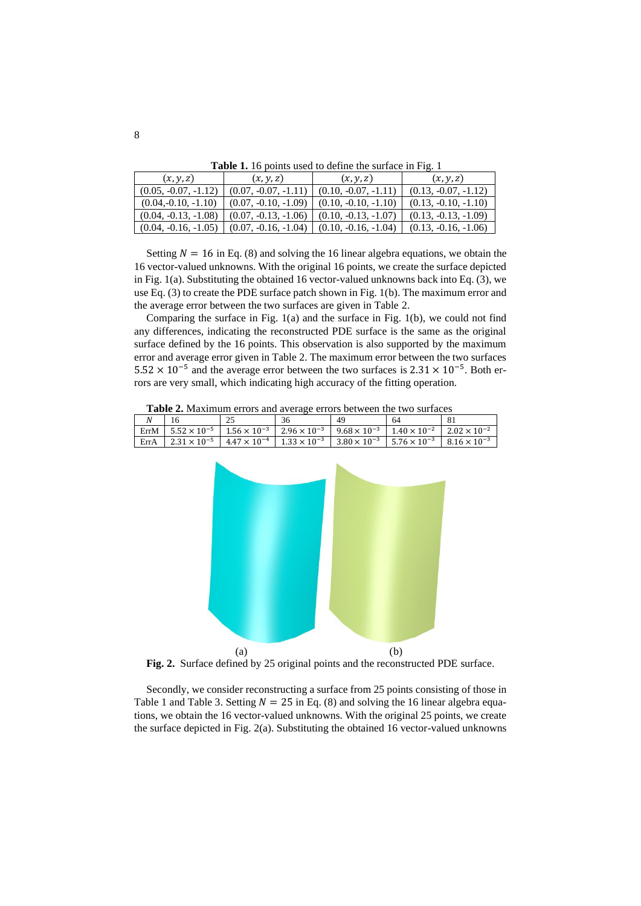**Table 1.** 16 points used to define the surface in Fig. 1

| $(x, y, z)$ | $(x, y, z)$ | $(x, y, z)$ | $(x, y, z)$ |
|---|---|---|---|
| (0.05, -0.07, -1.12) | (0.07, -0.07, -1.11) | (0.10, -0.07, -1.11) | (0.13, -0.07, -1.12) |
| (0.04,-0.10, -1.10) | (0.07, -0.10, -1.09) | (0.10, -0.10, -1.10) | (0.13, -0.10, -1.10) |
| (0.04, -0.13, -1.08) | (0.07, -0.13, -1.06) | (0.10, -0.13, -1.07) | (0.13, -0.13, -1.09) |
| (0.04, -0.16, -1.05) | (0.07, -0.16, -1.04) | (0.10, -0.16, -1.04) | (0.13, -0.16, -1.06) |

Setting $N = 16$ in Eq. (8) and solving the 16 linear algebra equations, we obtain the 16 vector-valued unknowns. With the original 16 points, we create the surface depicted in Fig. 1(a). Substituting the obtained 16 vector-valued unknowns back into Eq. (3), we use Eq. (3) to create the PDE surface patch shown in Fig. 1(b). The maximum error and the average error between the two surfaces are given in Table 2.

Comparing the surface in Fig. 1(a) and the surface in Fig. 1(b), we could not find any differences, indicating the reconstructed PDE surface is the same as the original surface defined by the 16 points. This observation is also supported by the maximum error and average error given in Table 2. The maximum error between the two surfaces $5.52 \times 10^{-5}$ and the average error between the two surfaces is $2.31 \times 10^{-5}$. Both errors are very small, which indicating high accuracy of the fitting operation.

**Table 2.** Maximum errors and average errors between the two surfaces

| $N$ | 16 | 25 | 36 | 49 | 64 | 81 |
|---|---|---|---|---|---|---|
| ErrM | $5.52 \times 10^{-5}$ | $1.56 \times 10^{-3}$ | $2.96 \times 10^{-3}$ | $9.68 \times 10^{-3}$ | $1.40 \times 10^{-2}$ | $2.02 \times 10^{-2}$ |
| ErrA | $2.31 \times 10^{-5}$ | $4.47 \times 10^{-4}$ | $1.33 \times 10^{-3}$ | $3.80 \times 10^{-3}$ | $5.76 \times 10^{-3}$ | $8.16 \times 10^{-3}$ |

(a) (b)

**Fig. 2.** Surface defined by 25 original points and the reconstructed PDE surface.

Secondly, we consider reconstructing a surface from 25 points consisting of those in Table 1 and Table 3. Setting $N = 25$ in Eq. (8) and solving the 16 linear algebra equations, we obtain the 16 vector-valued unknowns. With the original 25 points, we create the surface depicted in Fig. 2(a). Substituting the obtained 16 vector-valued unknowns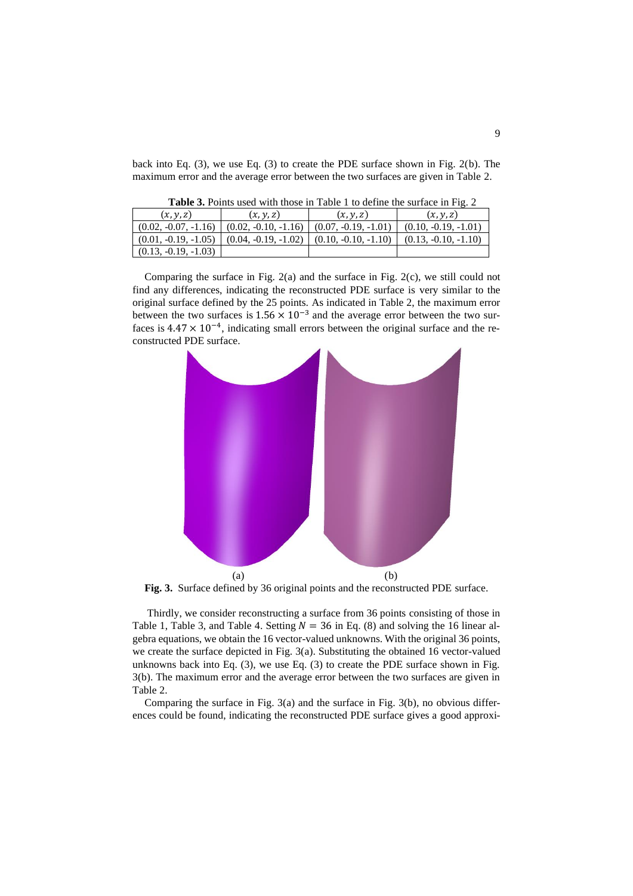back into Eq. (3), we use Eq. (3) to create the PDE surface shown in Fig. 2(b). The maximum error and the average error between the two surfaces are given in Table 2.

**Table 3.** Points used with those in Table 1 to define the surface in Fig. 2

| $(x, y, z)$ | $(x, y, z)$ | $(x, y, z)$ | $(x, y, z)$ |
|---|---|---|---|
| (0.02, -0.07, -1.16) | (0.02, -0.10, -1.16) | (0.07, -0.19, -1.01) | (0.10, -0.19, -1.01) |
| (0.01, -0.19, -1.05) | (0.04, -0.19, -1.02) | (0.10, -0.10, -1.10) | (0.13, -0.10, -1.10) |
| (0.13, -0.19, -1.03) | | | |

Comparing the surface in Fig. 2(a) and the surface in Fig. 2(c), we still could not find any differences, indicating the reconstructed PDE surface is very similar to the original surface defined by the 25 points. As indicated in Table 2, the maximum error between the two surfaces is $1.56 \times 10^{-3}$ and the average error between the two surfaces is $4.47 \times 10^{-4}$, indicating small errors between the original surface and the reconstructed PDE surface.

(a) (b)

**Fig. 3.** Surface defined by 36 original points and the reconstructed PDE surface.

Thirdly, we consider reconstructing a surface from 36 points consisting of those in Table 1, Table 3, and Table 4. Setting $N = 36$ in Eq. (8) and solving the 16 linear algebra equations, we obtain the 16 vector-valued unknowns. With the original 36 points, we create the surface depicted in Fig. 3(a). Substituting the obtained 16 vector-valued unknowns back into Eq. (3), we use Eq. (3) to create the PDE surface shown in Fig. 3(b). The maximum error and the average error between the two surfaces are given in Table 2.

Comparing the surface in Fig. 3(a) and the surface in Fig. 3(b), no obvious differences could be found, indicating the reconstructed PDE surface gives a good approxi-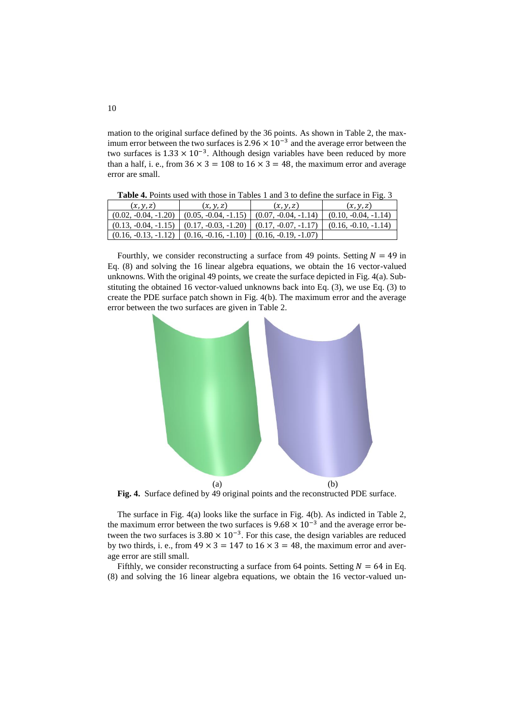mation to the original surface defined by the 36 points. As shown in Table 2, the maximum error between the two surfaces is $2.96 \times 10^{-3}$ and the average error between the two surfaces is $1.33 \times 10^{-3}$. Although design variables have been reduced by more than a half, i. e., from $36 \times 3 = 108$ to $16 \times 3 = 48$, the maximum error and average error are small.

**Table 4.** Points used with those in Tables 1 and 3 to define the surface in Fig. 3

| $(x, y, z)$ | $(x, y, z)$ | $(x, y, z)$ | $(x, y, z)$ |
|---|---|---|---|
| (0.02, -0.04, -1.20) | (0.05, -0.04, -1.15) | (0.07, -0.04, -1.14) | (0.10, -0.04, -1.14) |
| (0.13, -0.04, -1.15) | (0.17, -0.03, -1.20) | (0.17, -0.07, -1.17) | (0.16, -0.10, -1.14) |
| (0.16, -0.13, -1.12) | (0.16, -0.16, -1.10) | (0.16, -0.19, -1.07) | |

Fourthly, we consider reconstructing a surface from 49 points. Setting $N = 49$ in Eq. (8) and solving the 16 linear algebra equations, we obtain the 16 vector-valued unknowns. With the original 49 points, we create the surface depicted in Fig. 4(a). Substituting the obtained 16 vector-valued unknowns back into Eq. (3), we use Eq. (3) to create the PDE surface patch shown in Fig. 4(b). The maximum error and the average error between the two surfaces are given in Table 2.

(a) (b)

**Fig. 4.** Surface defined by 49 original points and the reconstructed PDE surface.

The surface in Fig. 4(a) looks like the surface in Fig. 4(b). As indicted in Table 2, the maximum error between the two surfaces is $9.68 \times 10^{-3}$ and the average error between the two surfaces is $3.80 \times 10^{-3}$. For this case, the design variables are reduced by two thirds, i. e., from $49 \times 3 = 147$ to $16 \times 3 = 48$, the maximum error and average error are still small.

Fifthly, we consider reconstructing a surface from 64 points. Setting $N = 64$ in Eq. (8) and solving the 16 linear algebra equations, we obtain the 16 vector-valued un-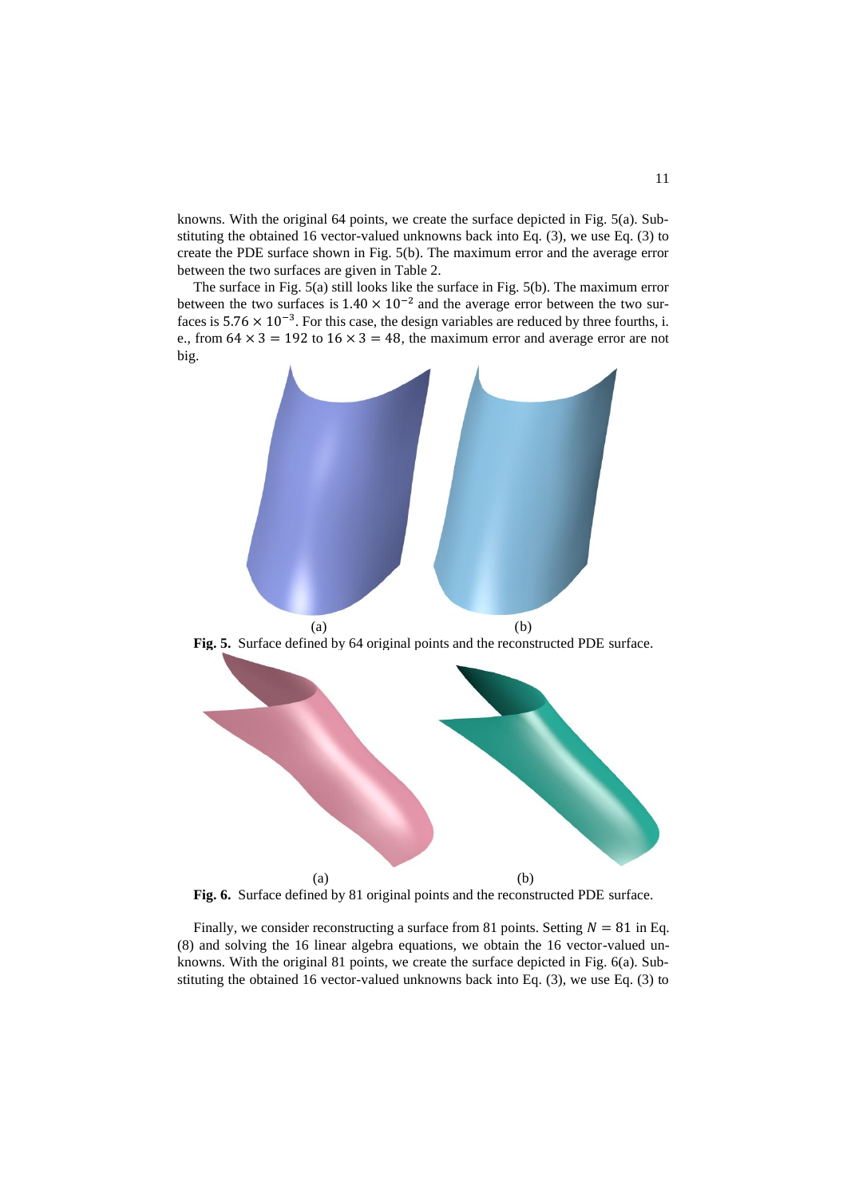knowns. With the original 64 points, we create the surface depicted in Fig. 5(a). Substituting the obtained 16 vector-valued unknowns back into Eq. (3), we use Eq. (3) to create the PDE surface shown in Fig. 5(b). The maximum error and the average error between the two surfaces are given in Table 2.

The surface in Fig. 5(a) still looks like the surface in Fig. 5(b). The maximum error between the two surfaces is $1.40 \times 10^{-2}$ and the average error between the two surfaces is $5.76 \times 10^{-3}$. For this case, the design variables are reduced by three fourths, i. e., from $64 \times 3 = 192$ to $16 \times 3 = 48$, the maximum error and average error are not big.

(a) (b)

**Fig. 5.** Surface defined by 64 original points and the reconstructed PDE surface.

(a) (b)

**Fig. 6.** Surface defined by 81 original points and the reconstructed PDE surface.

Finally, we consider reconstructing a surface from 81 points. Setting $N = 81$ in Eq. (8) and solving the 16 linear algebra equations, we obtain the 16 vector-valued unknowns. With the original 81 points, we create the surface depicted in Fig. 6(a). Substituting the obtained 16 vector-valued unknowns back into Eq. (3), we use Eq. (3) to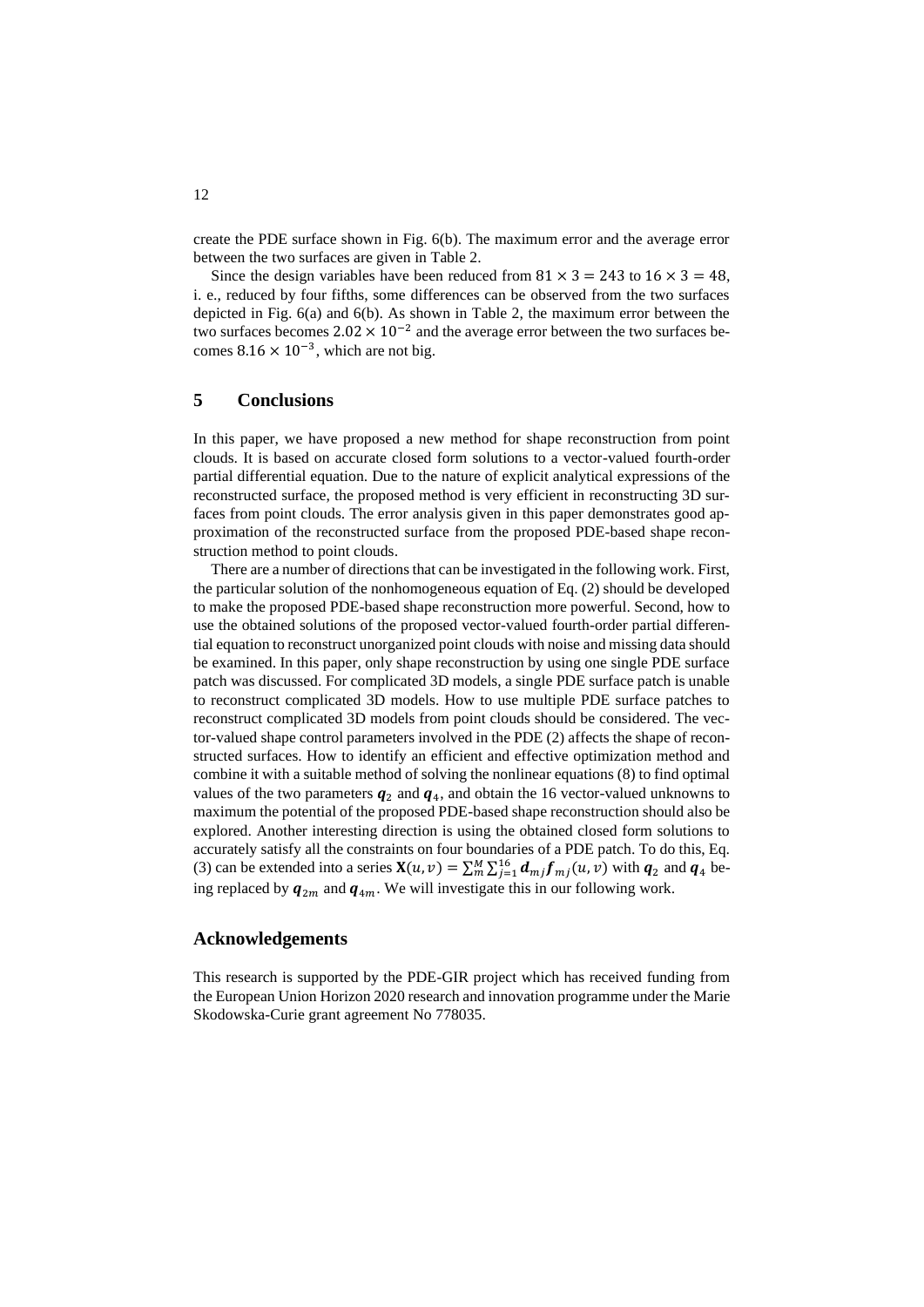create the PDE surface shown in Fig. 6(b). The maximum error and the average error between the two surfaces are given in Table 2.

Since the design variables have been reduced from $81 \times 3 = 243$ to $16 \times 3 = 48$, i. e., reduced by four fifths, some differences can be observed from the two surfaces depicted in Fig. 6(a) and 6(b). As shown in Table 2, the maximum error between the two surfaces becomes $2.02 \times 10^{-2}$ and the average error between the two surfaces becomes $8.16 \times 10^{-3}$, which are not big.

## 5 Conclusions

In this paper, we have proposed a new method for shape reconstruction from point clouds. It is based on accurate closed form solutions to a vector-valued fourth-order partial differential equation. Due to the nature of explicit analytical expressions of the reconstructed surface, the proposed method is very efficient in reconstructing 3D surfaces from point clouds. The error analysis given in this paper demonstrates good approximation of the reconstructed surface from the proposed PDE-based shape reconstruction method to point clouds.

There are a number of directions that can be investigated in the following work. First, the particular solution of the nonhomogeneous equation of Eq. (2) should be developed to make the proposed PDE-based shape reconstruction more powerful. Second, how to use the obtained solutions of the proposed vector-valued fourth-order partial differential equation to reconstruct unorganized point clouds with noise and missing data should be examined. In this paper, only shape reconstruction by using one single PDE surface patch was discussed. For complicated 3D models, a single PDE surface patch is unable to reconstruct complicated 3D models. How to use multiple PDE surface patches to reconstruct complicated 3D models from point clouds should be considered. The vector-valued shape control parameters involved in the PDE (2) affects the shape of reconstructed surfaces. How to identify an efficient and effective optimization method and combine it with a suitable method of solving the nonlinear equations (8) to find optimal values of the two parameters $\boldsymbol{q}_2$ and $\boldsymbol{q}_4$, and obtain the 16 vector-valued unknowns to maximum the potential of the proposed PDE-based shape reconstruction should also be explored. Another interesting direction is using the obtained closed form solutions to accurately satisfy all the constraints on four boundaries of a PDE patch. To do this, Eq. (3) can be extended into a series $\mathbf{X}(u,v) = \sum_m^M \sum_{j=1}^{16} \boldsymbol{d}_{mj} \boldsymbol{f}_{mj}(u,v)$ with $\boldsymbol{q}_2$ and $\boldsymbol{q}_4$ being replaced by $\boldsymbol{q}_{2m}$ and $\boldsymbol{q}_{4m}$. We will investigate this in our following work.

## Acknowledgements

This research is supported by the PDE-GIR project which has received funding from the European Union Horizon 2020 research and innovation programme under the Marie Skodowska-Curie grant agreement No 778035.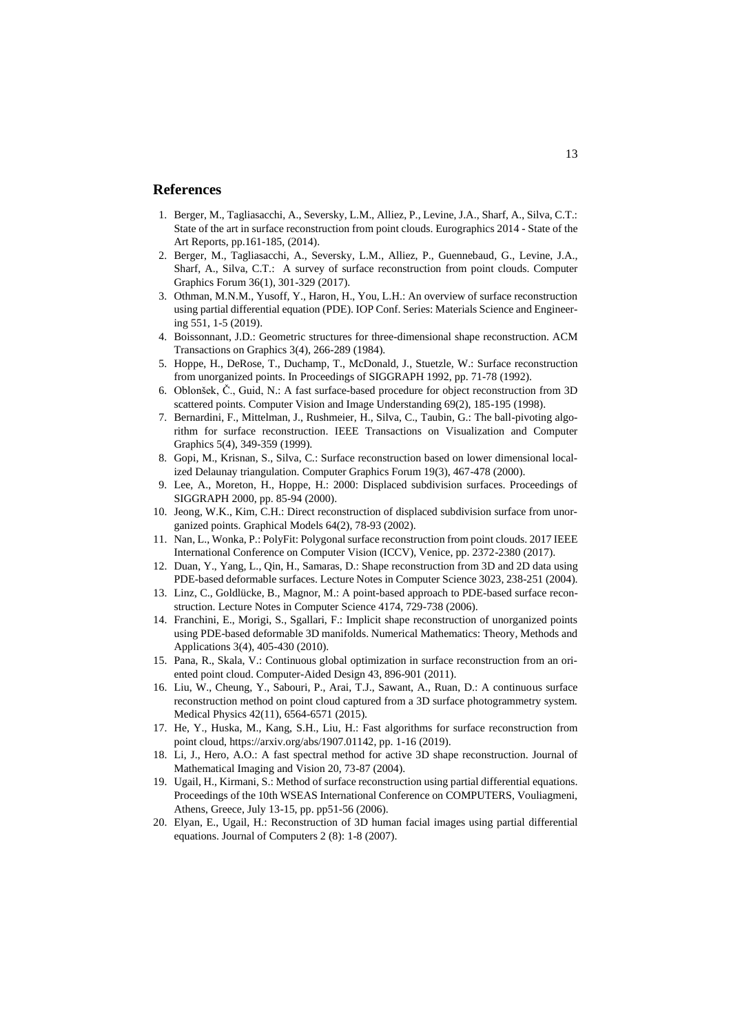## References

1. Berger, M., Tagliasacchi, A., Seversky, L.M., Alliez, P., Levine, J.A., Sharf, A., Silva, C.T.: State of the art in surface reconstruction from point clouds. Eurographics 2014 - State of the Art Reports, pp.161-185, (2014).
2. Berger, M., Tagliasacchi, A., Seversky, L.M., Alliez, P., Guennebaud, G., Levine, J.A., Sharf, A., Silva, C.T.: A survey of surface reconstruction from point clouds. Computer Graphics Forum 36(1), 301-329 (2017).
3. Othman, M.N.M., Yusoff, Y., Haron, H., You, L.H.: An overview of surface reconstruction using partial differential equation (PDE). IOP Conf. Series: Materials Science and Engineering 551, 1-5 (2019).
4. Boissonnant, J.D.: Geometric structures for three-dimensional shape reconstruction. ACM Transactions on Graphics 3(4), 266-289 (1984).
5. Hoppe, H., DeRose, T., Duchamp, T., McDonald, J., Stuetzle, W.: Surface reconstruction from unorganized points. In Proceedings of SIGGRAPH 1992, pp. 71-78 (1992).
6. Oblonšek, Č., Guid, N.: A fast surface-based procedure for object reconstruction from 3D scattered points. Computer Vision and Image Understanding 69(2), 185-195 (1998).
7. Bernardini, F., Mittelman, J., Rushmeier, H., Silva, C., Taubin, G.: The ball-pivoting algorithm for surface reconstruction. IEEE Transactions on Visualization and Computer Graphics 5(4), 349-359 (1999).
8. Gopi, M., Krisnan, S., Silva, C.: Surface reconstruction based on lower dimensional localized Delaunay triangulation. Computer Graphics Forum 19(3), 467-478 (2000).
9. Lee, A., Moreton, H., Hoppe, H.: 2000: Displaced subdivision surfaces. Proceedings of SIGGRAPH 2000, pp. 85-94 (2000).
10. Jeong, W.K., Kim, C.H.: Direct reconstruction of displaced subdivision surface from unorganized points. Graphical Models 64(2), 78-93 (2002).
11. Nan, L., Wonka, P.: PolyFit: Polygonal surface reconstruction from point clouds. 2017 IEEE International Conference on Computer Vision (ICCV), Venice, pp. 2372-2380 (2017).
12. Duan, Y., Yang, L., Qin, H., Samaras, D.: Shape reconstruction from 3D and 2D data using PDE-based deformable surfaces. Lecture Notes in Computer Science 3023, 238-251 (2004).
13. Linz, C., Goldlücke, B., Magnor, M.: A point-based approach to PDE-based surface reconstruction. Lecture Notes in Computer Science 4174, 729-738 (2006).
14. Franchini, E., Morigi, S., Sgallari, F.: Implicit shape reconstruction of unorganized points using PDE-based deformable 3D manifolds. Numerical Mathematics: Theory, Methods and Applications 3(4), 405-430 (2010).
15. Pana, R., Skala, V.: Continuous global optimization in surface reconstruction from an oriented point cloud. Computer-Aided Design 43, 896-901 (2011).
16. Liu, W., Cheung, Y., Sabouri, P., Arai, T.J., Sawant, A., Ruan, D.: A continuous surface reconstruction method on point cloud captured from a 3D surface photogrammetry system. Medical Physics 42(11), 6564-6571 (2015).
17. He, Y., Huska, M., Kang, S.H., Liu, H.: Fast algorithms for surface reconstruction from point cloud, https://arxiv.org/abs/1907.01142, pp. 1-16 (2019).
18. Li, J., Hero, A.O.: A fast spectral method for active 3D shape reconstruction. Journal of Mathematical Imaging and Vision 20, 73-87 (2004).
19. Ugail, H., Kirmani, S.: Method of surface reconstruction using partial differential equations. Proceedings of the 10th WSEAS International Conference on COMPUTERS, Vouliagmeni, Athens, Greece, July 13-15, pp. pp51-56 (2006).
20. Elyan, E., Ugail, H.: Reconstruction of 3D human facial images using partial differential equations. Journal of Computers 2 (8): 1-8 (2007).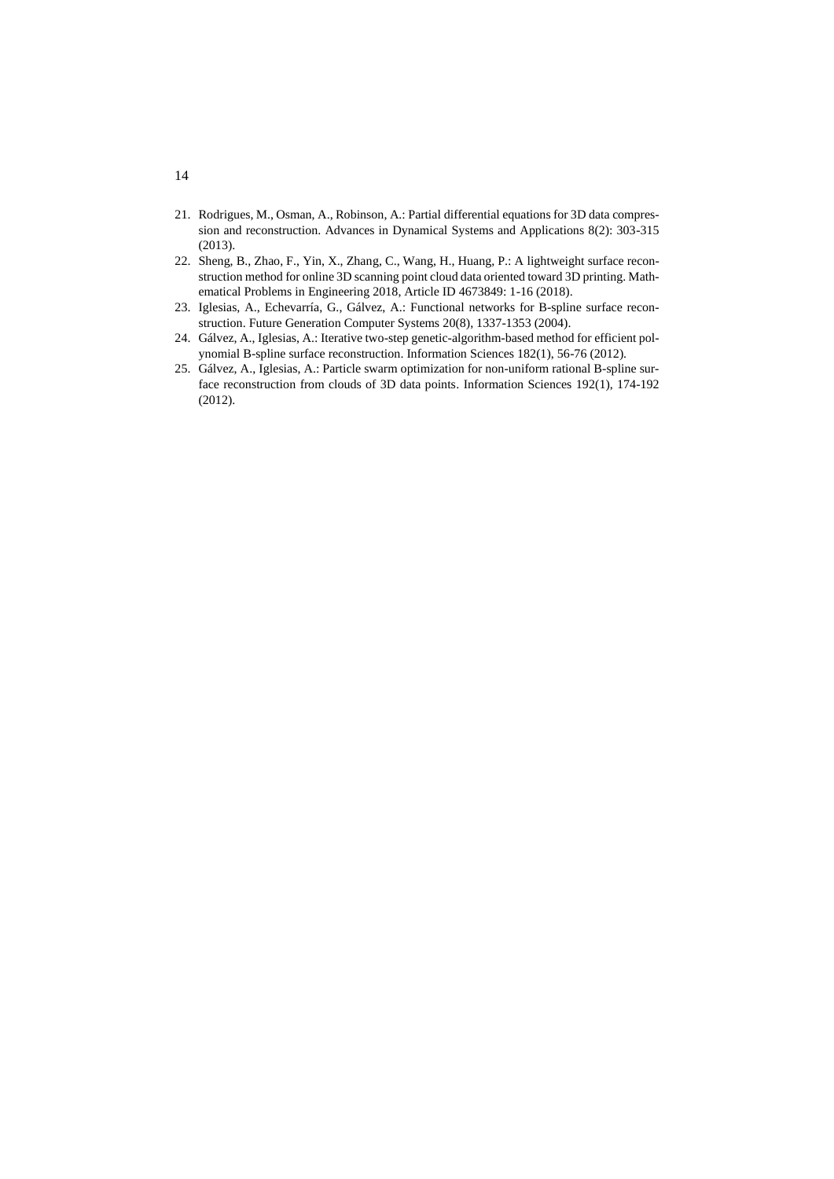21. Rodrigues, M., Osman, A., Robinson, A.: Partial differential equations for 3D data compression and reconstruction. Advances in Dynamical Systems and Applications 8(2): 303-315 (2013).
22. Sheng, B., Zhao, F., Yin, X., Zhang, C., Wang, H., Huang, P.: A lightweight surface reconstruction method for online 3D scanning point cloud data oriented toward 3D printing. Mathematical Problems in Engineering 2018, Article ID 4673849: 1-16 (2018).
23. Iglesias, A., Echevarría, G., Gálvez, A.: Functional networks for B-spline surface reconstruction. Future Generation Computer Systems 20(8), 1337-1353 (2004).
24. Gálvez, A., Iglesias, A.: Iterative two-step genetic-algorithm-based method for efficient polynomial B-spline surface reconstruction. Information Sciences 182(1), 56-76 (2012).
25. Gálvez, A., Iglesias, A.: Particle swarm optimization for non-uniform rational B-spline surface reconstruction from clouds of 3D data points. Information Sciences 192(1), 174-192 (2012).